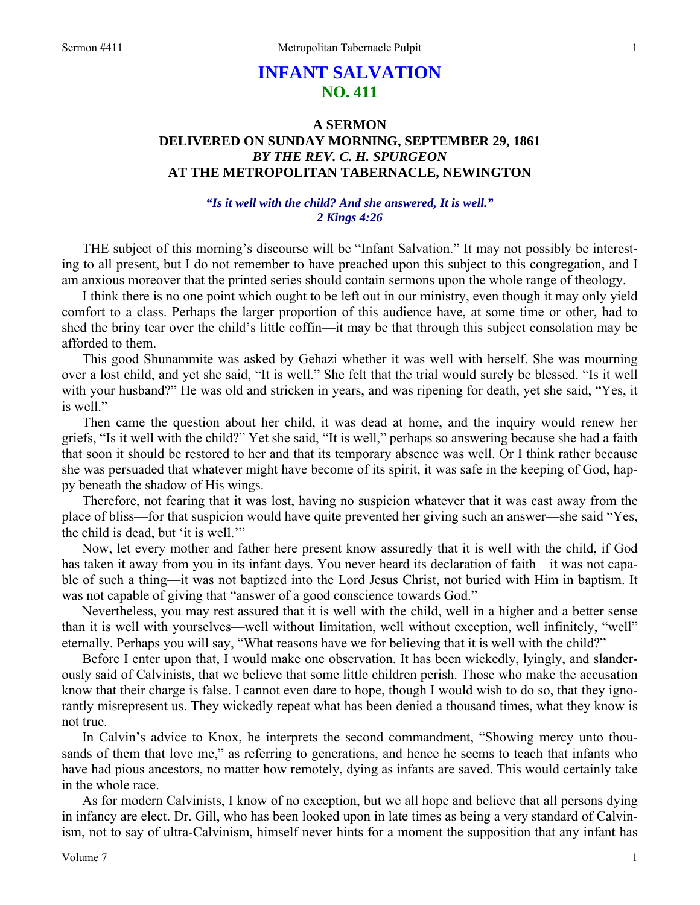# INFANT SALVATION
## NO. 411

### A SERMON
### DELIVERED ON SUNDAY MORNING, SEPTEMBER 29, 1861
### *BY THE REV. C. H. SPURGEON*
### AT THE METROPOLITAN TABERNACLE, NEWINGTON

***"Is it well with the child? And she answered, It is well." 2 Kings 4:26***

THE subject of this morning's discourse will be "Infant Salvation." It may not possibly be interesting to all present, but I do not remember to have preached upon this subject to this congregation, and I am anxious moreover that the printed series should contain sermons upon the whole range of theology.

I think there is no one point which ought to be left out in our ministry, even though it may only yield comfort to a class. Perhaps the larger proportion of this audience have, at some time or other, had to shed the briny tear over the child's little coffin—it may be that through this subject consolation may be afforded to them.

This good Shunammite was asked by Gehazi whether it was well with herself. She was mourning over a lost child, and yet she said, "It is well." She felt that the trial would surely be blessed. "Is it well with your husband?" He was old and stricken in years, and was ripening for death, yet she said, "Yes, it is well."

Then came the question about her child, it was dead at home, and the inquiry would renew her griefs, "Is it well with the child?" Yet she said, "It is well," perhaps so answering because she had a faith that soon it should be restored to her and that its temporary absence was well. Or I think rather because she was persuaded that whatever might have become of its spirit, it was safe in the keeping of God, happy beneath the shadow of His wings.

Therefore, not fearing that it was lost, having no suspicion whatever that it was cast away from the place of bliss—for that suspicion would have quite prevented her giving such an answer—she said "Yes, the child is dead, but 'it is well.'"

Now, let every mother and father here present know assuredly that it is well with the child, if God has taken it away from you in its infant days. You never heard its declaration of faith—it was not capable of such a thing—it was not baptized into the Lord Jesus Christ, not buried with Him in baptism. It was not capable of giving that "answer of a good conscience towards God."

Nevertheless, you may rest assured that it is well with the child, well in a higher and a better sense than it is well with yourselves—well without limitation, well without exception, well infinitely, "well" eternally. Perhaps you will say, "What reasons have we for believing that it is well with the child?"

Before I enter upon that, I would make one observation. It has been wickedly, lyingly, and slanderously said of Calvinists, that we believe that some little children perish. Those who make the accusation know that their charge is false. I cannot even dare to hope, though I would wish to do so, that they ignorantly misrepresent us. They wickedly repeat what has been denied a thousand times, what they know is not true.

In Calvin's advice to Knox, he interprets the second commandment, "Showing mercy unto thousands of them that love me," as referring to generations, and hence he seems to teach that infants who have had pious ancestors, no matter how remotely, dying as infants are saved. This would certainly take in the whole race.

As for modern Calvinists, I know of no exception, but we all hope and believe that all persons dying in infancy are elect. Dr. Gill, who has been looked upon in late times as being a very standard of Calvinism, not to say of ultra-Calvinism, himself never hints for a moment the supposition that any infant has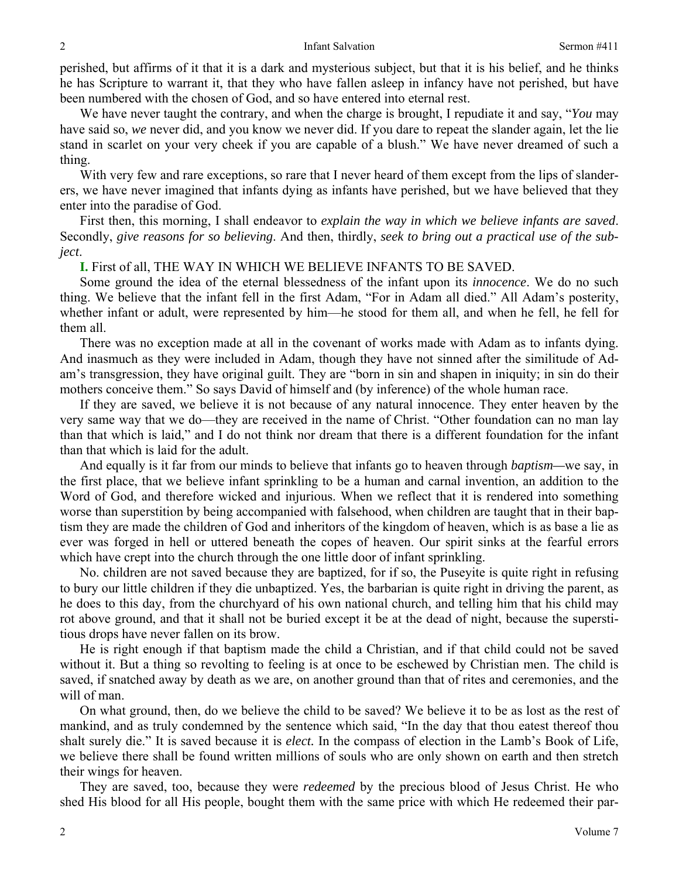perished, but affirms of it that it is a dark and mysterious subject, but that it is his belief, and he thinks he has Scripture to warrant it, that they who have fallen asleep in infancy have not perished, but have been numbered with the chosen of God, and so have entered into eternal rest.

We have never taught the contrary, and when the charge is brought, I repudiate it and say, "*You* may have said so, *we* never did, and you know we never did. If you dare to repeat the slander again, let the lie stand in scarlet on your very cheek if you are capable of a blush." We have never dreamed of such a thing.

With very few and rare exceptions, so rare that I never heard of them except from the lips of slanderers, we have never imagined that infants dying as infants have perished, but we have believed that they enter into the paradise of God.

First then, this morning, I shall endeavor to *explain the way in which we believe infants are saved*. Secondly, *give reasons for so believing*. And then, thirdly, *seek to bring out a practical use of the subject*.

**I.** First of all, THE WAY IN WHICH WE BELIEVE INFANTS TO BE SAVED.

Some ground the idea of the eternal blessedness of the infant upon its *innocence*. We do no such thing. We believe that the infant fell in the first Adam, "For in Adam all died." All Adam's posterity, whether infant or adult, were represented by him—he stood for them all, and when he fell, he fell for them all.

There was no exception made at all in the covenant of works made with Adam as to infants dying. And inasmuch as they were included in Adam, though they have not sinned after the similitude of Adam's transgression, they have original guilt. They are "born in sin and shapen in iniquity; in sin do their mothers conceive them." So says David of himself and (by inference) of the whole human race.

If they are saved, we believe it is not because of any natural innocence. They enter heaven by the very same way that we do—they are received in the name of Christ. "Other foundation can no man lay than that which is laid," and I do not think nor dream that there is a different foundation for the infant than that which is laid for the adult.

And equally is it far from our minds to believe that infants go to heaven through *baptism*—we say, in the first place, that we believe infant sprinkling to be a human and carnal invention, an addition to the Word of God, and therefore wicked and injurious. When we reflect that it is rendered into something worse than superstition by being accompanied with falsehood, when children are taught that in their baptism they are made the children of God and inheritors of the kingdom of heaven, which is as base a lie as ever was forged in hell or uttered beneath the copes of heaven. Our spirit sinks at the fearful errors which have crept into the church through the one little door of infant sprinkling.

No. children are not saved because they are baptized, for if so, the Puseyite is quite right in refusing to bury our little children if they die unbaptized. Yes, the barbarian is quite right in driving the parent, as he does to this day, from the churchyard of his own national church, and telling him that his child may rot above ground, and that it shall not be buried except it be at the dead of night, because the superstitious drops have never fallen on its brow.

He is right enough if that baptism made the child a Christian, and if that child could not be saved without it. But a thing so revolting to feeling is at once to be eschewed by Christian men. The child is saved, if snatched away by death as we are, on another ground than that of rites and ceremonies, and the will of man.

On what ground, then, do we believe the child to be saved? We believe it to be as lost as the rest of mankind, and as truly condemned by the sentence which said, "In the day that thou eatest thereof thou shalt surely die." It is saved because it is *elect.* In the compass of election in the Lamb's Book of Life, we believe there shall be found written millions of souls who are only shown on earth and then stretch their wings for heaven.

They are saved, too, because they were *redeemed* by the precious blood of Jesus Christ. He who shed His blood for all His people, bought them with the same price with which He redeemed their par-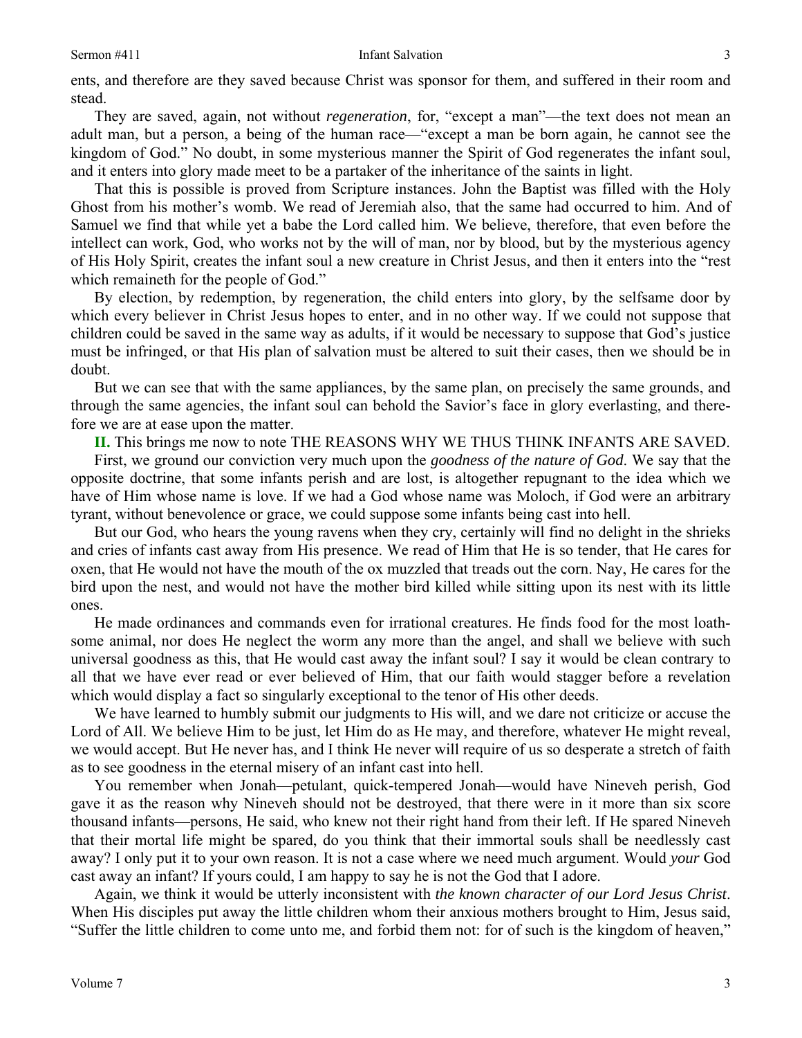ents, and therefore are they saved because Christ was sponsor for them, and suffered in their room and stead.

They are saved, again, not without *regeneration*, for, "except a man"—the text does not mean an adult man, but a person, a being of the human race—"except a man be born again, he cannot see the kingdom of God." No doubt, in some mysterious manner the Spirit of God regenerates the infant soul, and it enters into glory made meet to be a partaker of the inheritance of the saints in light.

That this is possible is proved from Scripture instances. John the Baptist was filled with the Holy Ghost from his mother's womb. We read of Jeremiah also, that the same had occurred to him. And of Samuel we find that while yet a babe the Lord called him. We believe, therefore, that even before the intellect can work, God, who works not by the will of man, nor by blood, but by the mysterious agency of His Holy Spirit, creates the infant soul a new creature in Christ Jesus, and then it enters into the "rest which remaineth for the people of God."

By election, by redemption, by regeneration, the child enters into glory, by the selfsame door by which every believer in Christ Jesus hopes to enter, and in no other way. If we could not suppose that children could be saved in the same way as adults, if it would be necessary to suppose that God's justice must be infringed, or that His plan of salvation must be altered to suit their cases, then we should be in doubt.

But we can see that with the same appliances, by the same plan, on precisely the same grounds, and through the same agencies, the infant soul can behold the Savior's face in glory everlasting, and therefore we are at ease upon the matter.

**II.** This brings me now to note THE REASONS WHY WE THUS THINK INFANTS ARE SAVED.

First, we ground our conviction very much upon the *goodness of the nature of God*. We say that the opposite doctrine, that some infants perish and are lost, is altogether repugnant to the idea which we have of Him whose name is love. If we had a God whose name was Moloch, if God were an arbitrary tyrant, without benevolence or grace, we could suppose some infants being cast into hell.

But our God, who hears the young ravens when they cry, certainly will find no delight in the shrieks and cries of infants cast away from His presence. We read of Him that He is so tender, that He cares for oxen, that He would not have the mouth of the ox muzzled that treads out the corn. Nay, He cares for the bird upon the nest, and would not have the mother bird killed while sitting upon its nest with its little ones.

He made ordinances and commands even for irrational creatures. He finds food for the most loathsome animal, nor does He neglect the worm any more than the angel, and shall we believe with such universal goodness as this, that He would cast away the infant soul? I say it would be clean contrary to all that we have ever read or ever believed of Him, that our faith would stagger before a revelation which would display a fact so singularly exceptional to the tenor of His other deeds.

We have learned to humbly submit our judgments to His will, and we dare not criticize or accuse the Lord of All. We believe Him to be just, let Him do as He may, and therefore, whatever He might reveal, we would accept. But He never has, and I think He never will require of us so desperate a stretch of faith as to see goodness in the eternal misery of an infant cast into hell.

You remember when Jonah—petulant, quick-tempered Jonah—would have Nineveh perish, God gave it as the reason why Nineveh should not be destroyed, that there were in it more than six score thousand infants—persons, He said, who knew not their right hand from their left. If He spared Nineveh that their mortal life might be spared, do you think that their immortal souls shall be needlessly cast away? I only put it to your own reason. It is not a case where we need much argument. Would *your* God cast away an infant? If yours could, I am happy to say he is not the God that I adore.

Again, we think it would be utterly inconsistent with *the known character of our Lord Jesus Christ*. When His disciples put away the little children whom their anxious mothers brought to Him, Jesus said, "Suffer the little children to come unto me, and forbid them not: for of such is the kingdom of heaven,"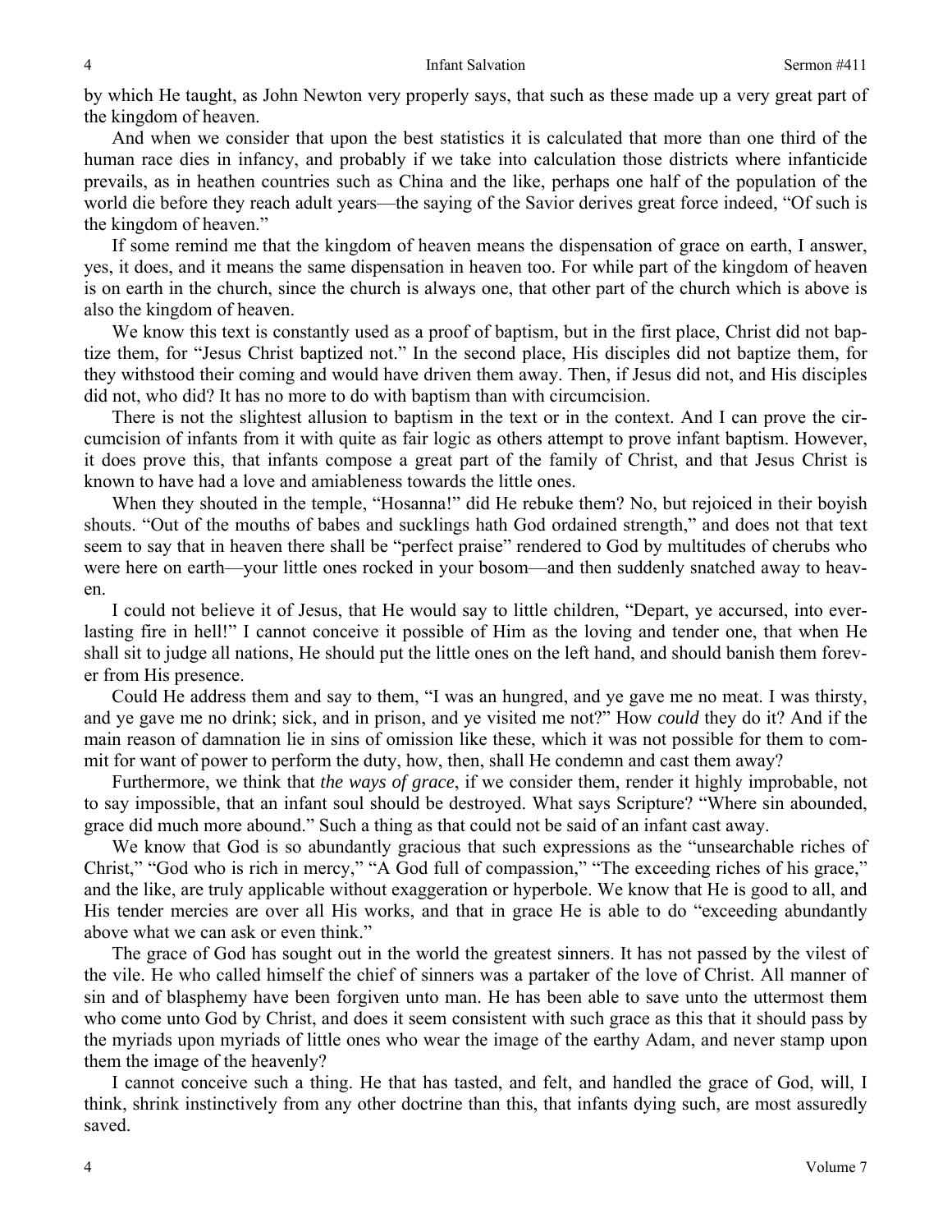by which He taught, as John Newton very properly says, that such as these made up a very great part of the kingdom of heaven.

And when we consider that upon the best statistics it is calculated that more than one third of the human race dies in infancy, and probably if we take into calculation those districts where infanticide prevails, as in heathen countries such as China and the like, perhaps one half of the population of the world die before they reach adult years—the saying of the Savior derives great force indeed, "Of such is the kingdom of heaven."

If some remind me that the kingdom of heaven means the dispensation of grace on earth, I answer, yes, it does, and it means the same dispensation in heaven too. For while part of the kingdom of heaven is on earth in the church, since the church is always one, that other part of the church which is above is also the kingdom of heaven.

We know this text is constantly used as a proof of baptism, but in the first place, Christ did not baptize them, for "Jesus Christ baptized not." In the second place, His disciples did not baptize them, for they withstood their coming and would have driven them away. Then, if Jesus did not, and His disciples did not, who did? It has no more to do with baptism than with circumcision.

There is not the slightest allusion to baptism in the text or in the context. And I can prove the circumcision of infants from it with quite as fair logic as others attempt to prove infant baptism. However, it does prove this, that infants compose a great part of the family of Christ, and that Jesus Christ is known to have had a love and amiableness towards the little ones.

When they shouted in the temple, "Hosanna!" did He rebuke them? No, but rejoiced in their boyish shouts. "Out of the mouths of babes and sucklings hath God ordained strength," and does not that text seem to say that in heaven there shall be "perfect praise" rendered to God by multitudes of cherubs who were here on earth—your little ones rocked in your bosom—and then suddenly snatched away to heaven.

I could not believe it of Jesus, that He would say to little children, "Depart, ye accursed, into everlasting fire in hell!" I cannot conceive it possible of Him as the loving and tender one, that when He shall sit to judge all nations, He should put the little ones on the left hand, and should banish them forever from His presence.

Could He address them and say to them, "I was an hungred, and ye gave me no meat. I was thirsty, and ye gave me no drink; sick, and in prison, and ye visited me not?" How *could* they do it? And if the main reason of damnation lie in sins of omission like these, which it was not possible for them to commit for want of power to perform the duty, how, then, shall He condemn and cast them away?

Furthermore, we think that *the ways of grace*, if we consider them, render it highly improbable, not to say impossible, that an infant soul should be destroyed. What says Scripture? "Where sin abounded, grace did much more abound." Such a thing as that could not be said of an infant cast away.

We know that God is so abundantly gracious that such expressions as the "unsearchable riches of Christ," "God who is rich in mercy," "A God full of compassion," "The exceeding riches of his grace," and the like, are truly applicable without exaggeration or hyperbole. We know that He is good to all, and His tender mercies are over all His works, and that in grace He is able to do "exceeding abundantly above what we can ask or even think."

The grace of God has sought out in the world the greatest sinners. It has not passed by the vilest of the vile. He who called himself the chief of sinners was a partaker of the love of Christ. All manner of sin and of blasphemy have been forgiven unto man. He has been able to save unto the uttermost them who come unto God by Christ, and does it seem consistent with such grace as this that it should pass by the myriads upon myriads of little ones who wear the image of the earthy Adam, and never stamp upon them the image of the heavenly?

I cannot conceive such a thing. He that has tasted, and felt, and handled the grace of God, will, I think, shrink instinctively from any other doctrine than this, that infants dying such, are most assuredly saved.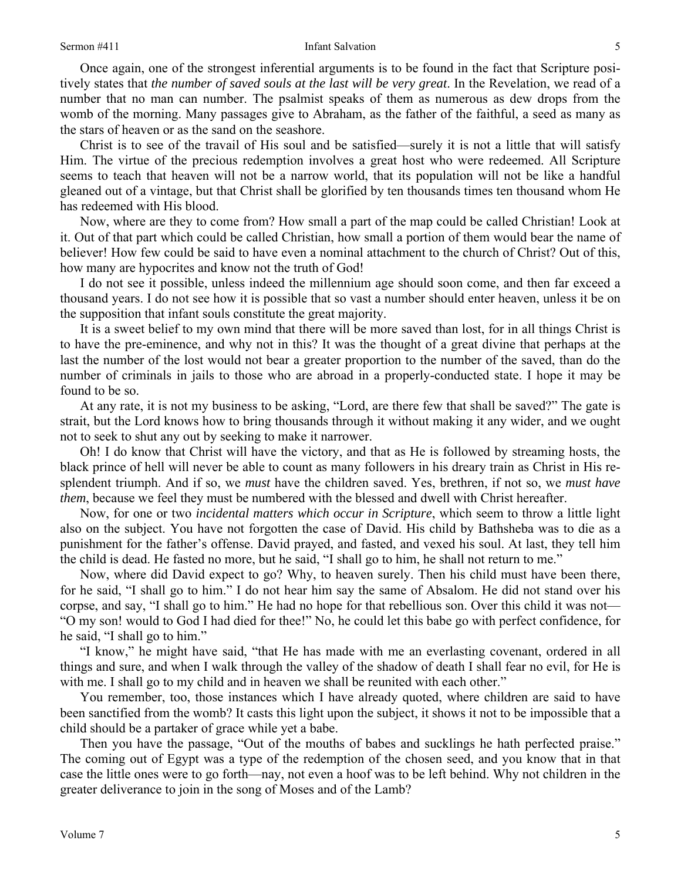Once again, one of the strongest inferential arguments is to be found in the fact that Scripture positively states that *the number of saved souls at the last will be very great*. In the Revelation, we read of a number that no man can number. The psalmist speaks of them as numerous as dew drops from the womb of the morning. Many passages give to Abraham, as the father of the faithful, a seed as many as the stars of heaven or as the sand on the seashore.

Christ is to see of the travail of His soul and be satisfied—surely it is not a little that will satisfy Him. The virtue of the precious redemption involves a great host who were redeemed. All Scripture seems to teach that heaven will not be a narrow world, that its population will not be like a handful gleaned out of a vintage, but that Christ shall be glorified by ten thousands times ten thousand whom He has redeemed with His blood.

Now, where are they to come from? How small a part of the map could be called Christian! Look at it. Out of that part which could be called Christian, how small a portion of them would bear the name of believer! How few could be said to have even a nominal attachment to the church of Christ? Out of this, how many are hypocrites and know not the truth of God!

I do not see it possible, unless indeed the millennium age should soon come, and then far exceed a thousand years. I do not see how it is possible that so vast a number should enter heaven, unless it be on the supposition that infant souls constitute the great majority.

It is a sweet belief to my own mind that there will be more saved than lost, for in all things Christ is to have the pre-eminence, and why not in this? It was the thought of a great divine that perhaps at the last the number of the lost would not bear a greater proportion to the number of the saved, than do the number of criminals in jails to those who are abroad in a properly-conducted state. I hope it may be found to be so.

At any rate, it is not my business to be asking, "Lord, are there few that shall be saved?" The gate is strait, but the Lord knows how to bring thousands through it without making it any wider, and we ought not to seek to shut any out by seeking to make it narrower.

Oh! I do know that Christ will have the victory, and that as He is followed by streaming hosts, the black prince of hell will never be able to count as many followers in his dreary train as Christ in His resplendent triumph. And if so, we *must* have the children saved. Yes, brethren, if not so, we *must have them*, because we feel they must be numbered with the blessed and dwell with Christ hereafter.

Now, for one or two *incidental matters which occur in Scripture*, which seem to throw a little light also on the subject. You have not forgotten the case of David. His child by Bathsheba was to die as a punishment for the father's offense. David prayed, and fasted, and vexed his soul. At last, they tell him the child is dead. He fasted no more, but he said, "I shall go to him, he shall not return to me."

Now, where did David expect to go? Why, to heaven surely. Then his child must have been there, for he said, "I shall go to him." I do not hear him say the same of Absalom. He did not stand over his corpse, and say, "I shall go to him." He had no hope for that rebellious son. Over this child it was not—"O my son! would to God I had died for thee!" No, he could let this babe go with perfect confidence, for he said, "I shall go to him."

"I know," he might have said, "that He has made with me an everlasting covenant, ordered in all things and sure, and when I walk through the valley of the shadow of death I shall fear no evil, for He is with me. I shall go to my child and in heaven we shall be reunited with each other."

You remember, too, those instances which I have already quoted, where children are said to have been sanctified from the womb? It casts this light upon the subject, it shows it not to be impossible that a child should be a partaker of grace while yet a babe.

Then you have the passage, "Out of the mouths of babes and sucklings he hath perfected praise." The coming out of Egypt was a type of the redemption of the chosen seed, and you know that in that case the little ones were to go forth—nay, not even a hoof was to be left behind. Why not children in the greater deliverance to join in the song of Moses and of the Lamb?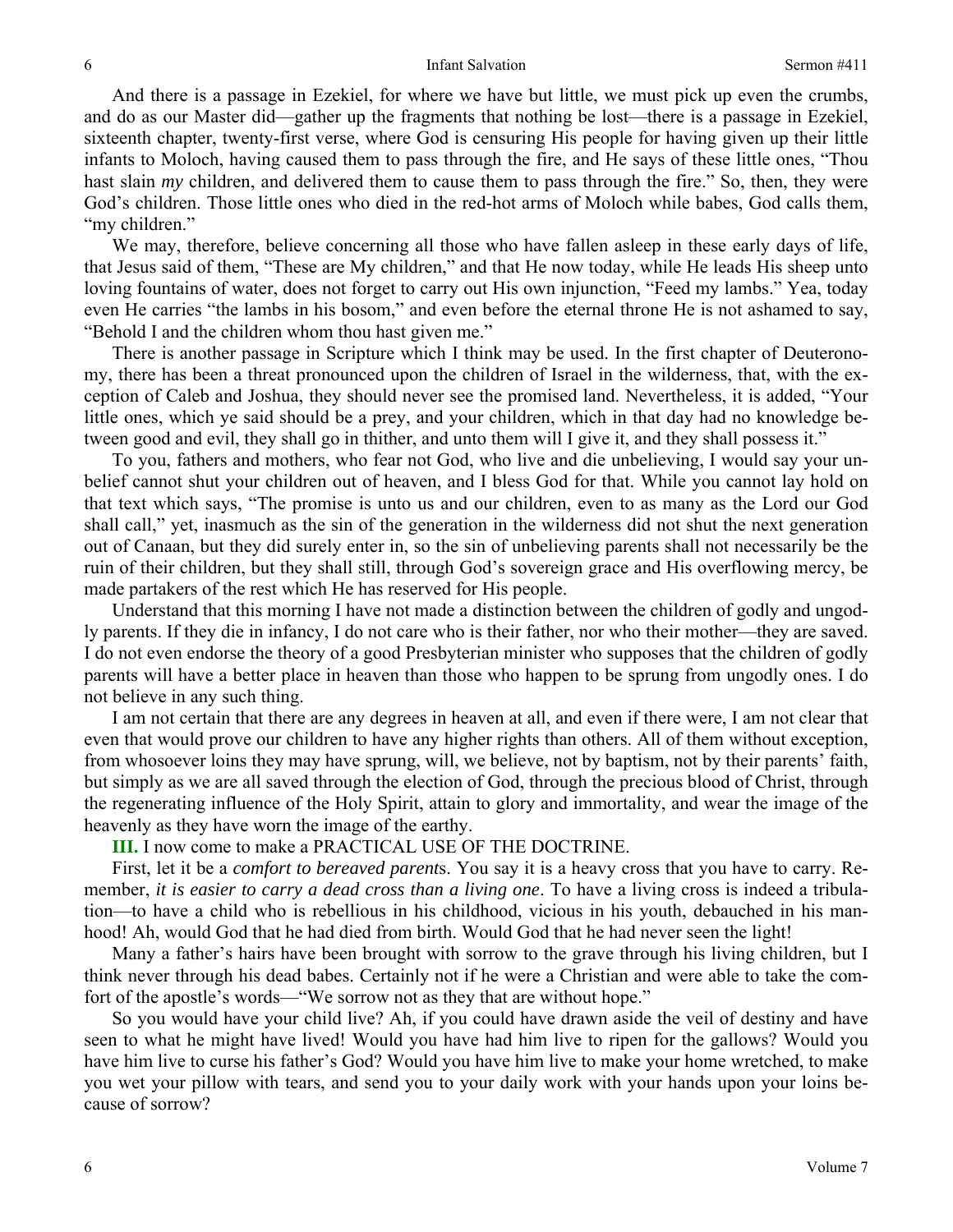And there is a passage in Ezekiel, for where we have but little, we must pick up even the crumbs, and do as our Master did—gather up the fragments that nothing be lost—there is a passage in Ezekiel, sixteenth chapter, twenty-first verse, where God is censuring His people for having given up their little infants to Moloch, having caused them to pass through the fire, and He says of these little ones, "Thou hast slain *my* children, and delivered them to cause them to pass through the fire." So, then, they were God's children. Those little ones who died in the red-hot arms of Moloch while babes, God calls them, "my children."

We may, therefore, believe concerning all those who have fallen asleep in these early days of life, that Jesus said of them, "These are My children," and that He now today, while He leads His sheep unto loving fountains of water, does not forget to carry out His own injunction, "Feed my lambs." Yea, today even He carries "the lambs in his bosom," and even before the eternal throne He is not ashamed to say, "Behold I and the children whom thou hast given me."

There is another passage in Scripture which I think may be used. In the first chapter of Deuteronomy, there has been a threat pronounced upon the children of Israel in the wilderness, that, with the exception of Caleb and Joshua, they should never see the promised land. Nevertheless, it is added, "Your little ones, which ye said should be a prey, and your children, which in that day had no knowledge between good and evil, they shall go in thither, and unto them will I give it, and they shall possess it."

To you, fathers and mothers, who fear not God, who live and die unbelieving, I would say your unbelief cannot shut your children out of heaven, and I bless God for that. While you cannot lay hold on that text which says, "The promise is unto us and our children, even to as many as the Lord our God shall call," yet, inasmuch as the sin of the generation in the wilderness did not shut the next generation out of Canaan, but they did surely enter in, so the sin of unbelieving parents shall not necessarily be the ruin of their children, but they shall still, through God's sovereign grace and His overflowing mercy, be made partakers of the rest which He has reserved for His people.

Understand that this morning I have not made a distinction between the children of godly and ungodly parents. If they die in infancy, I do not care who is their father, nor who their mother—they are saved. I do not even endorse the theory of a good Presbyterian minister who supposes that the children of godly parents will have a better place in heaven than those who happen to be sprung from ungodly ones. I do not believe in any such thing.

I am not certain that there are any degrees in heaven at all, and even if there were, I am not clear that even that would prove our children to have any higher rights than others. All of them without exception, from whosoever loins they may have sprung, will, we believe, not by baptism, not by their parents' faith, but simply as we are all saved through the election of God, through the precious blood of Christ, through the regenerating influence of the Holy Spirit, attain to glory and immortality, and wear the image of the heavenly as they have worn the image of the earthy.

**III.** I now come to make a PRACTICAL USE OF THE DOCTRINE.

First, let it be a *comfort to bereaved parent*s. You say it is a heavy cross that you have to carry. Remember, *it is easier to carry a dead cross than a living one*. To have a living cross is indeed a tribulation—to have a child who is rebellious in his childhood, vicious in his youth, debauched in his manhood! Ah, would God that he had died from birth. Would God that he had never seen the light!

Many a father's hairs have been brought with sorrow to the grave through his living children, but I think never through his dead babes. Certainly not if he were a Christian and were able to take the comfort of the apostle's words—"We sorrow not as they that are without hope."

So you would have your child live? Ah, if you could have drawn aside the veil of destiny and have seen to what he might have lived! Would you have had him live to ripen for the gallows? Would you have him live to curse his father's God? Would you have him live to make your home wretched, to make you wet your pillow with tears, and send you to your daily work with your hands upon your loins because of sorrow?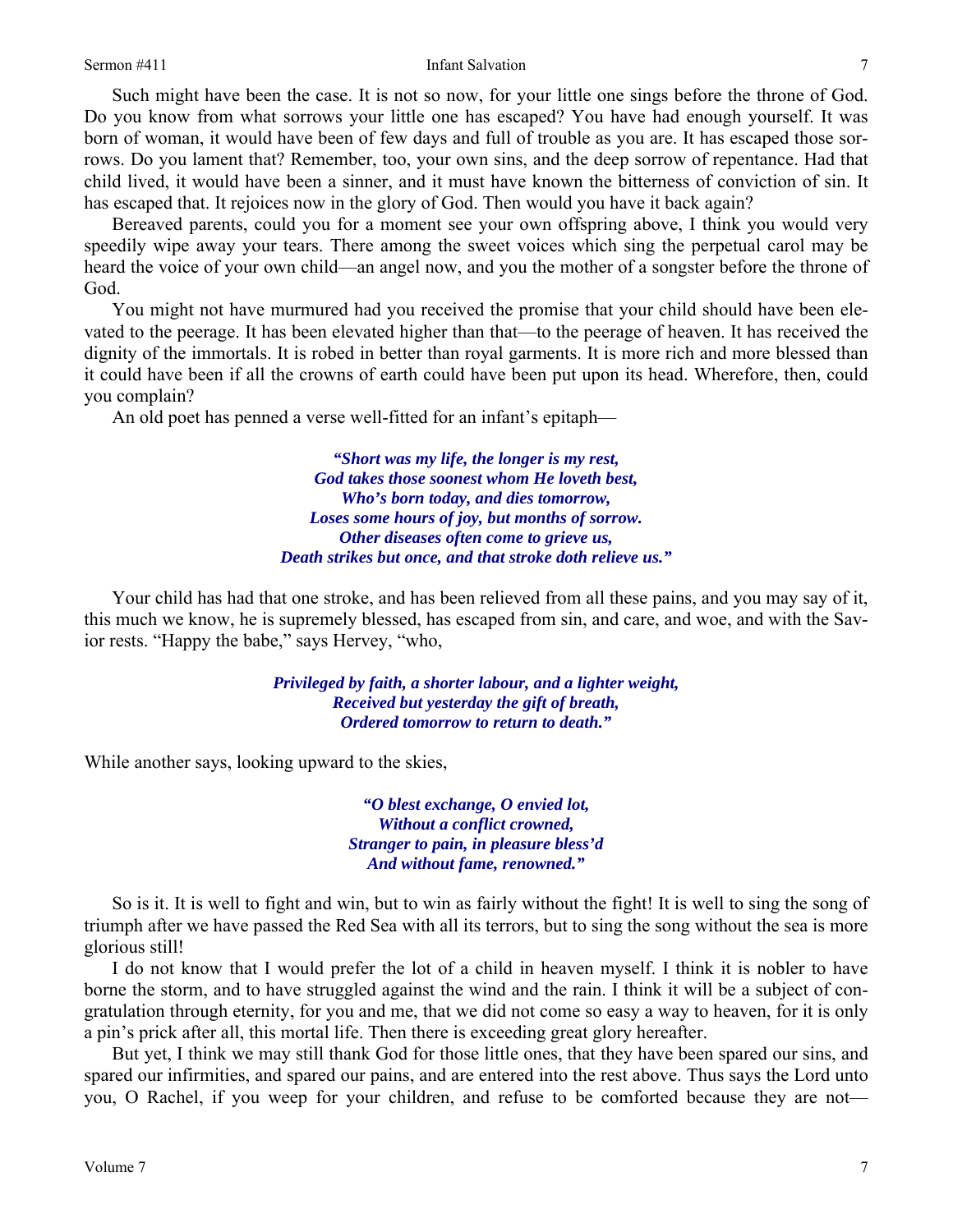Such might have been the case. It is not so now, for your little one sings before the throne of God. Do you know from what sorrows your little one has escaped? You have had enough yourself. It was born of woman, it would have been of few days and full of trouble as you are. It has escaped those sorrows. Do you lament that? Remember, too, your own sins, and the deep sorrow of repentance. Had that child lived, it would have been a sinner, and it must have known the bitterness of conviction of sin. It has escaped that. It rejoices now in the glory of God. Then would you have it back again?

Bereaved parents, could you for a moment see your own offspring above, I think you would very speedily wipe away your tears. There among the sweet voices which sing the perpetual carol may be heard the voice of your own child—an angel now, and you the mother of a songster before the throne of God.

You might not have murmured had you received the promise that your child should have been elevated to the peerage. It has been elevated higher than that—to the peerage of heaven. It has received the dignity of the immortals. It is robed in better than royal garments. It is more rich and more blessed than it could have been if all the crowns of earth could have been put upon its head. Wherefore, then, could you complain?

An old poet has penned a verse well-fitted for an infant's epitaph—

> ***"Short was my life, the longer is my rest,***
> ***God takes those soonest whom He loveth best,***
> ***Who's born today, and dies tomorrow,***
> ***Loses some hours of joy, but months of sorrow.***
> ***Other diseases often come to grieve us,***
> ***Death strikes but once, and that stroke doth relieve us."***

Your child has had that one stroke, and has been relieved from all these pains, and you may say of it, this much we know, he is supremely blessed, has escaped from sin, and care, and woe, and with the Savior rests. "Happy the babe," says Hervey, "who,

> ***Privileged by faith, a shorter labour, and a lighter weight,***
> ***Received but yesterday the gift of breath,***
> ***Ordered tomorrow to return to death."***

While another says, looking upward to the skies,

> ***"O blest exchange, O envied lot,***
> ***Without a conflict crowned,***
> ***Stranger to pain, in pleasure bless'd***
> ***And without fame, renowned."***

So is it. It is well to fight and win, but to win as fairly without the fight! It is well to sing the song of triumph after we have passed the Red Sea with all its terrors, but to sing the song without the sea is more glorious still!

I do not know that I would prefer the lot of a child in heaven myself. I think it is nobler to have borne the storm, and to have struggled against the wind and the rain. I think it will be a subject of congratulation through eternity, for you and me, that we did not come so easy a way to heaven, for it is only a pin's prick after all, this mortal life. Then there is exceeding great glory hereafter.

But yet, I think we may still thank God for those little ones, that they have been spared our sins, and spared our infirmities, and spared our pains, and are entered into the rest above. Thus says the Lord unto you, O Rachel, if you weep for your children, and refuse to be comforted because they are not—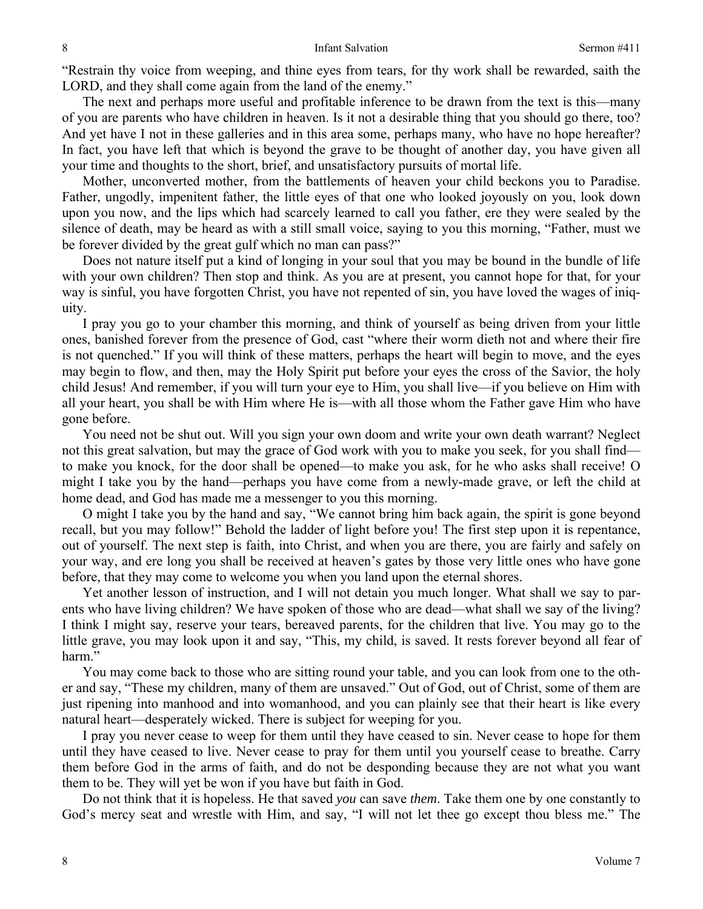"Restrain thy voice from weeping, and thine eyes from tears, for thy work shall be rewarded, saith the LORD, and they shall come again from the land of the enemy."

The next and perhaps more useful and profitable inference to be drawn from the text is this—many of you are parents who have children in heaven. Is it not a desirable thing that you should go there, too? And yet have I not in these galleries and in this area some, perhaps many, who have no hope hereafter? In fact, you have left that which is beyond the grave to be thought of another day, you have given all your time and thoughts to the short, brief, and unsatisfactory pursuits of mortal life.

Mother, unconverted mother, from the battlements of heaven your child beckons you to Paradise. Father, ungodly, impenitent father, the little eyes of that one who looked joyously on you, look down upon you now, and the lips which had scarcely learned to call you father, ere they were sealed by the silence of death, may be heard as with a still small voice, saying to you this morning, "Father, must we be forever divided by the great gulf which no man can pass?"

Does not nature itself put a kind of longing in your soul that you may be bound in the bundle of life with your own children? Then stop and think. As you are at present, you cannot hope for that, for your way is sinful, you have forgotten Christ, you have not repented of sin, you have loved the wages of iniquity.

I pray you go to your chamber this morning, and think of yourself as being driven from your little ones, banished forever from the presence of God, cast "where their worm dieth not and where their fire is not quenched." If you will think of these matters, perhaps the heart will begin to move, and the eyes may begin to flow, and then, may the Holy Spirit put before your eyes the cross of the Savior, the holy child Jesus! And remember, if you will turn your eye to Him, you shall live—if you believe on Him with all your heart, you shall be with Him where He is—with all those whom the Father gave Him who have gone before.

You need not be shut out. Will you sign your own doom and write your own death warrant? Neglect not this great salvation, but may the grace of God work with you to make you seek, for you shall find—to make you knock, for the door shall be opened—to make you ask, for he who asks shall receive! O might I take you by the hand—perhaps you have come from a newly-made grave, or left the child at home dead, and God has made me a messenger to you this morning.

O might I take you by the hand and say, "We cannot bring him back again, the spirit is gone beyond recall, but you may follow!" Behold the ladder of light before you! The first step upon it is repentance, out of yourself. The next step is faith, into Christ, and when you are there, you are fairly and safely on your way, and ere long you shall be received at heaven's gates by those very little ones who have gone before, that they may come to welcome you when you land upon the eternal shores.

Yet another lesson of instruction, and I will not detain you much longer. What shall we say to parents who have living children? We have spoken of those who are dead—what shall we say of the living? I think I might say, reserve your tears, bereaved parents, for the children that live. You may go to the little grave, you may look upon it and say, "This, my child, is saved. It rests forever beyond all fear of harm."

You may come back to those who are sitting round your table, and you can look from one to the other and say, "These my children, many of them are unsaved." Out of God, out of Christ, some of them are just ripening into manhood and into womanhood, and you can plainly see that their heart is like every natural heart—desperately wicked. There is subject for weeping for you.

I pray you never cease to weep for them until they have ceased to sin. Never cease to hope for them until they have ceased to live. Never cease to pray for them until you yourself cease to breathe. Carry them before God in the arms of faith, and do not be desponding because they are not what you want them to be. They will yet be won if you have but faith in God.

Do not think that it is hopeless. He that saved *you* can save *them*. Take them one by one constantly to God's mercy seat and wrestle with Him, and say, "I will not let thee go except thou bless me." The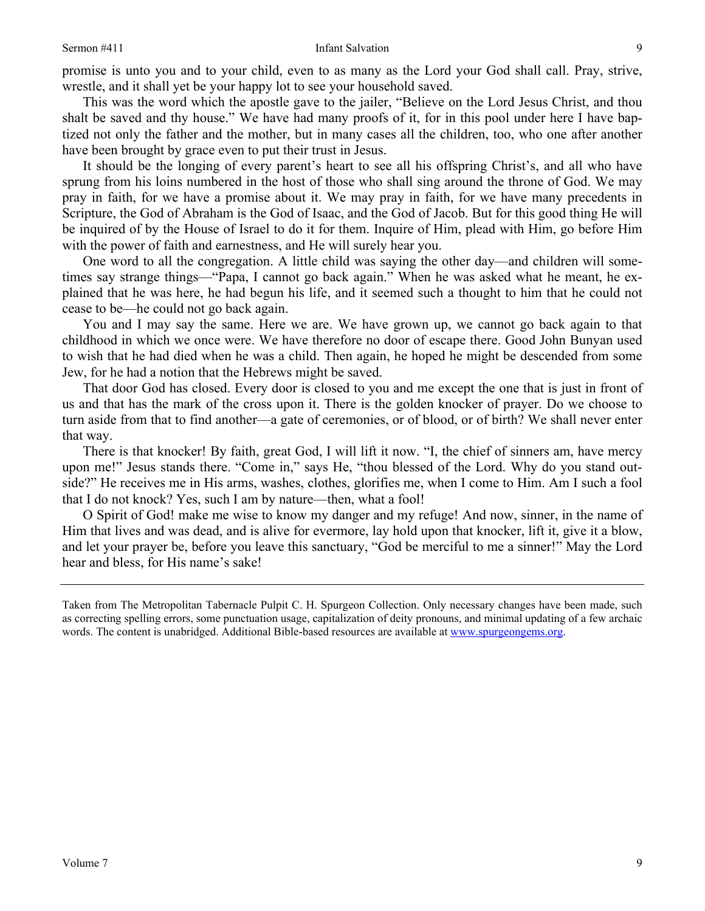promise is unto you and to your child, even to as many as the Lord your God shall call. Pray, strive, wrestle, and it shall yet be your happy lot to see your household saved.

This was the word which the apostle gave to the jailer, "Believe on the Lord Jesus Christ, and thou shalt be saved and thy house." We have had many proofs of it, for in this pool under here I have baptized not only the father and the mother, but in many cases all the children, too, who one after another have been brought by grace even to put their trust in Jesus.

It should be the longing of every parent's heart to see all his offspring Christ's, and all who have sprung from his loins numbered in the host of those who shall sing around the throne of God. We may pray in faith, for we have a promise about it. We may pray in faith, for we have many precedents in Scripture, the God of Abraham is the God of Isaac, and the God of Jacob. But for this good thing He will be inquired of by the House of Israel to do it for them. Inquire of Him, plead with Him, go before Him with the power of faith and earnestness, and He will surely hear you.

One word to all the congregation. A little child was saying the other day—and children will sometimes say strange things—"Papa, I cannot go back again." When he was asked what he meant, he explained that he was here, he had begun his life, and it seemed such a thought to him that he could not cease to be—he could not go back again.

You and I may say the same. Here we are. We have grown up, we cannot go back again to that childhood in which we once were. We have therefore no door of escape there. Good John Bunyan used to wish that he had died when he was a child. Then again, he hoped he might be descended from some Jew, for he had a notion that the Hebrews might be saved.

That door God has closed. Every door is closed to you and me except the one that is just in front of us and that has the mark of the cross upon it. There is the golden knocker of prayer. Do we choose to turn aside from that to find another—a gate of ceremonies, or of blood, or of birth? We shall never enter that way.

There is that knocker! By faith, great God, I will lift it now. "I, the chief of sinners am, have mercy upon me!" Jesus stands there. "Come in," says He, "thou blessed of the Lord. Why do you stand outside?" He receives me in His arms, washes, clothes, glorifies me, when I come to Him. Am I such a fool that I do not knock? Yes, such I am by nature—then, what a fool!

O Spirit of God! make me wise to know my danger and my refuge! And now, sinner, in the name of Him that lives and was dead, and is alive for evermore, lay hold upon that knocker, lift it, give it a blow, and let your prayer be, before you leave this sanctuary, "God be merciful to me a sinner!" May the Lord hear and bless, for His name's sake!

---

Taken from The Metropolitan Tabernacle Pulpit C. H. Spurgeon Collection. Only necessary changes have been made, such as correcting spelling errors, some punctuation usage, capitalization of deity pronouns, and minimal updating of a few archaic words. The content is unabridged. Additional Bible-based resources are available at www.spurgeongems.org.